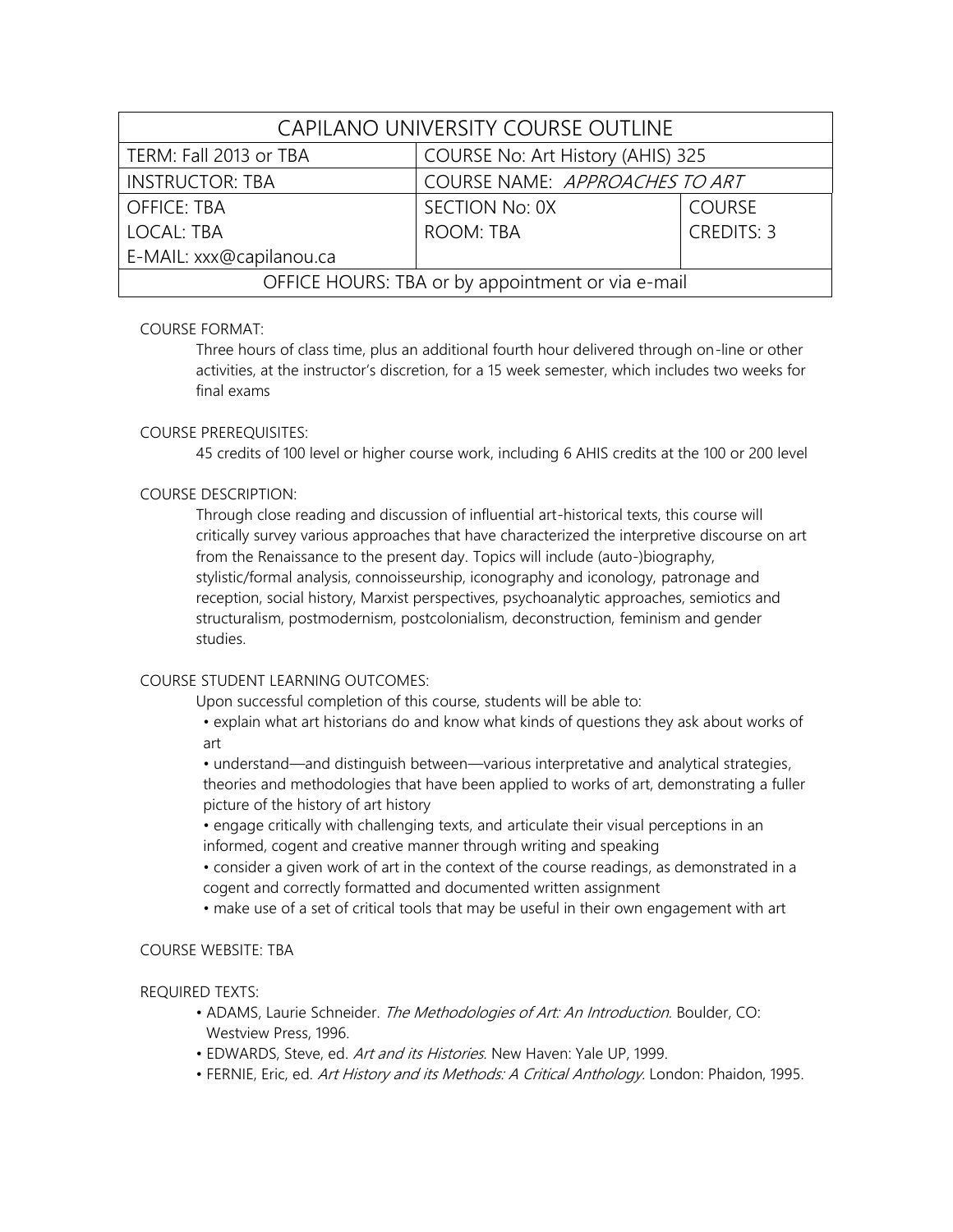| CAPILANO UNIVERSITY COURSE OUTLINE | | |
|---|---|---|
| TERM: Fall 2013 or TBA | COURSE No: Art History (AHIS) 325 | |
| INSTRUCTOR: TBA | COURSE NAME: *APPROACHES TO ART* | |
| OFFICE: TBA<br>LOCAL: TBA<br>E-MAIL: xxx@capilanou.ca | SECTION No: 0X<br>ROOM: TBA | COURSE CREDITS: 3 |
| OFFICE HOURS: TBA or by appointment or via e-mail | | |

COURSE FORMAT:

Three hours of class time, plus an additional fourth hour delivered through on-line or other activities, at the instructor's discretion, for a 15 week semester, which includes two weeks for final exams

COURSE PREREQUISITES:

45 credits of 100 level or higher course work, including 6 AHIS credits at the 100 or 200 level

COURSE DESCRIPTION:

Through close reading and discussion of influential art-historical texts, this course will critically survey various approaches that have characterized the interpretive discourse on art from the Renaissance to the present day. Topics will include (auto-)biography, stylistic/formal analysis, connoisseurship, iconography and iconology, patronage and reception, social history, Marxist perspectives, psychoanalytic approaches, semiotics and structuralism, postmodernism, postcolonialism, deconstruction, feminism and gender studies.

COURSE STUDENT LEARNING OUTCOMES:

Upon successful completion of this course, students will be able to:

- explain what art historians do and know what kinds of questions they ask about works of art
- understand—and distinguish between—various interpretative and analytical strategies, theories and methodologies that have been applied to works of art, demonstrating a fuller picture of the history of art history
- engage critically with challenging texts, and articulate their visual perceptions in an informed, cogent and creative manner through writing and speaking
- consider a given work of art in the context of the course readings, as demonstrated in a cogent and correctly formatted and documented written assignment
- make use of a set of critical tools that may be useful in their own engagement with art

COURSE WEBSITE: TBA

REQUIRED TEXTS:

- ADAMS, Laurie Schneider. *The Methodologies of Art: An Introduction.* Boulder, CO: Westview Press, 1996.
- EDWARDS, Steve, ed. *Art and its Histories*. New Haven: Yale UP, 1999.
- FERNIE, Eric, ed. *Art History and its Methods: A Critical Anthology.* London: Phaidon, 1995.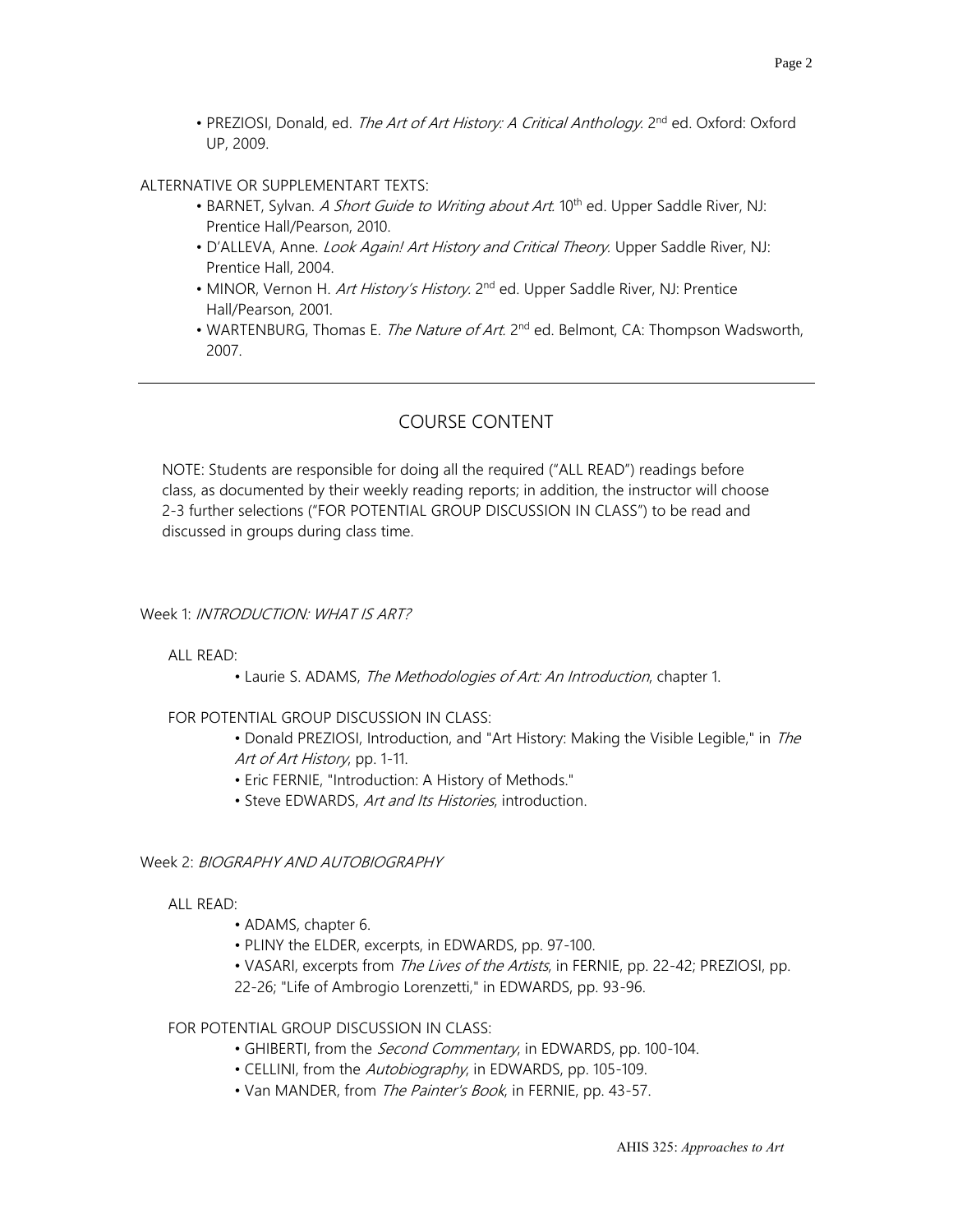- PREZIOSI, Donald, ed. *The Art of Art History: A Critical Anthology.* 2nd ed. Oxford: Oxford UP, 2009.

ALTERNATIVE OR SUPPLEMENTART TEXTS:

- BARNET, Sylvan. *A Short Guide to Writing about Art.* 10th ed. Upper Saddle River, NJ: Prentice Hall/Pearson, 2010.
- D'ALLEVA, Anne. *Look Again! Art History and Critical Theory.* Upper Saddle River, NJ: Prentice Hall, 2004.
- MINOR, Vernon H. *Art History's History.* 2nd ed. Upper Saddle River, NJ: Prentice Hall/Pearson, 2001.
- WARTENBURG, Thomas E. *The Nature of Art.* 2nd ed. Belmont, CA: Thompson Wadsworth, 2007.

---

## COURSE CONTENT

NOTE: Students are responsible for doing all the required ("ALL READ") readings before class, as documented by their weekly reading reports; in addition, the instructor will choose 2-3 further selections ("FOR POTENTIAL GROUP DISCUSSION IN CLASS") to be read and discussed in groups during class time.

### Week 1: *INTRODUCTION: WHAT IS ART?*

ALL READ:

- Laurie S. ADAMS, *The Methodologies of Art: An Introduction*, chapter 1.

FOR POTENTIAL GROUP DISCUSSION IN CLASS:

- Donald PREZIOSI, Introduction, and "Art History: Making the Visible Legible," in *The Art of Art History*, pp. 1-11.
- Eric FERNIE, "Introduction: A History of Methods."
- Steve EDWARDS, *Art and Its Histories*, introduction.

### Week 2: *BIOGRAPHY AND AUTOBIOGRAPHY*

ALL READ:

- ADAMS, chapter 6.
- PLINY the ELDER, excerpts, in EDWARDS, pp. 97-100.
- VASARI, excerpts from *The Lives of the Artists*, in FERNIE, pp. 22-42; PREZIOSI, pp. 22-26; "Life of Ambrogio Lorenzetti," in EDWARDS, pp. 93-96.

FOR POTENTIAL GROUP DISCUSSION IN CLASS:

- GHIBERTI, from the *Second Commentary*, in EDWARDS, pp. 100-104.
- CELLINI, from the *Autobiography*, in EDWARDS, pp. 105-109.
- Van MANDER, from *The Painter's Book*, in FERNIE, pp. 43-57.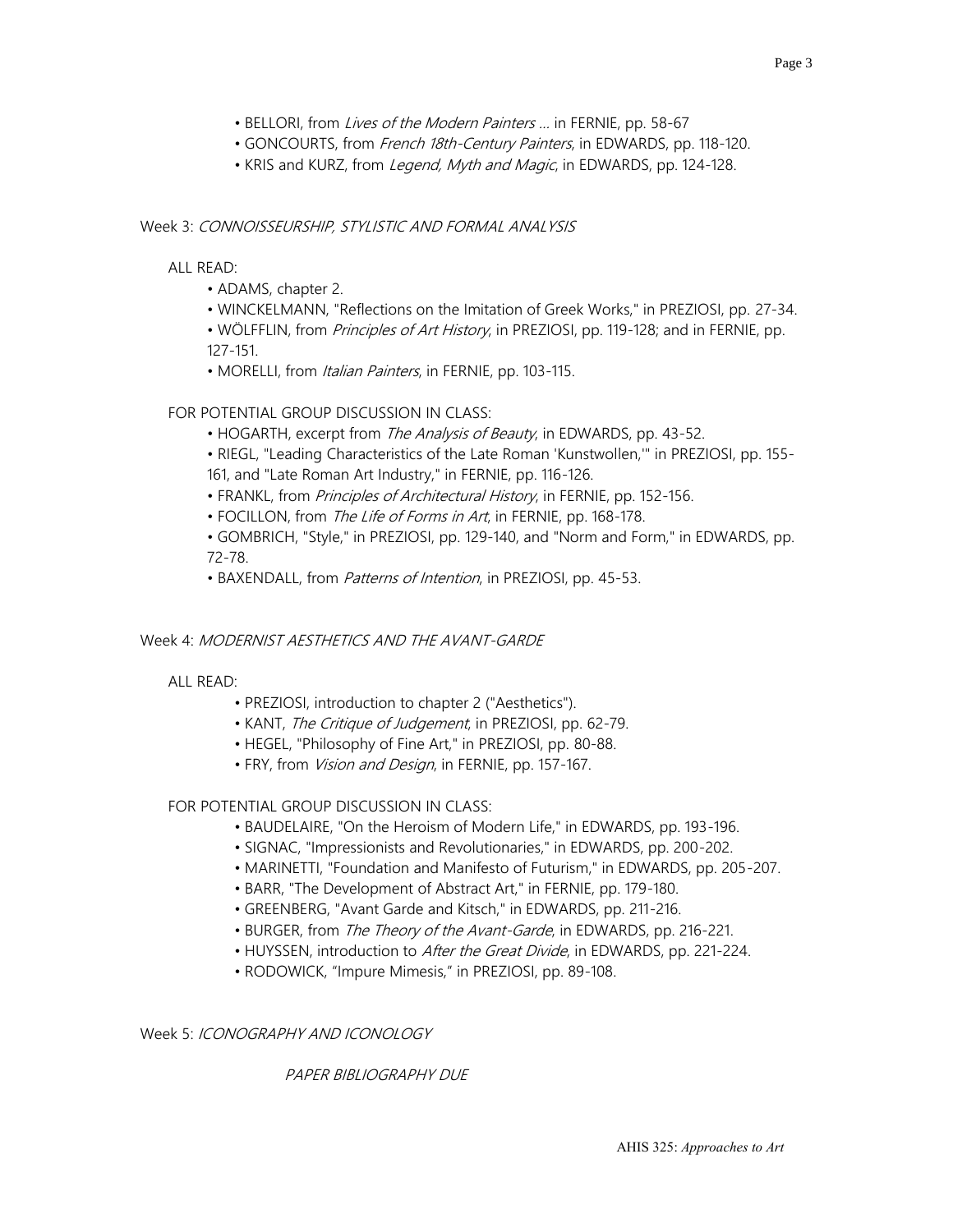- BELLORI, from *Lives of the Modern Painters …* in FERNIE, pp. 58-67
- GONCOURTS, from *French 18th-Century Painters*, in EDWARDS, pp. 118-120.
- KRIS and KURZ, from *Legend, Myth and Magic*, in EDWARDS, pp. 124-128.

Week 3: *CONNOISSEURSHIP, STYLISTIC AND FORMAL ANALYSIS*

ALL READ:

- ADAMS, chapter 2.
- WINCKELMANN, "Reflections on the Imitation of Greek Works," in PREZIOSI, pp. 27-34.
- WÖLFFLIN, from *Principles of Art History*, in PREZIOSI, pp. 119-128; and in FERNIE, pp. 127-151.
- MORELLI, from *Italian Painters*, in FERNIE, pp. 103-115.

FOR POTENTIAL GROUP DISCUSSION IN CLASS:

- HOGARTH, excerpt from *The Analysis of Beauty*, in EDWARDS, pp. 43-52.
- RIEGL, "Leading Characteristics of the Late Roman 'Kunstwollen,'" in PREZIOSI, pp. 155-161, and "Late Roman Art Industry," in FERNIE, pp. 116-126.
- FRANKL, from *Principles of Architectural History*, in FERNIE, pp. 152-156.
- FOCILLON, from *The Life of Forms in Art*, in FERNIE, pp. 168-178.
- GOMBRICH, "Style," in PREZIOSI, pp. 129-140, and "Norm and Form," in EDWARDS, pp. 72-78.
- BAXENDALL, from *Patterns of Intention*, in PREZIOSI, pp. 45-53.

Week 4: *MODERNIST AESTHETICS AND THE AVANT-GARDE*

ALL READ:

- PREZIOSI, introduction to chapter 2 ("Aesthetics").
- KANT, *The Critique of Judgement*, in PREZIOSI, pp. 62-79.
- HEGEL, "Philosophy of Fine Art," in PREZIOSI, pp. 80-88.
- FRY, from *Vision and Design*, in FERNIE, pp. 157-167.

FOR POTENTIAL GROUP DISCUSSION IN CLASS:

- BAUDELAIRE, "On the Heroism of Modern Life," in EDWARDS, pp. 193-196.
- SIGNAC, "Impressionists and Revolutionaries," in EDWARDS, pp. 200-202.
- MARINETTI, "Foundation and Manifesto of Futurism," in EDWARDS, pp. 205-207.
- BARR, "The Development of Abstract Art," in FERNIE, pp. 179-180.
- GREENBERG, "Avant Garde and Kitsch," in EDWARDS, pp. 211-216.
- BURGER, from *The Theory of the Avant-Garde*, in EDWARDS, pp. 216-221.
- HUYSSEN, introduction to *After the Great Divide*, in EDWARDS, pp. 221-224.
- RODOWICK, "Impure Mimesis," in PREZIOSI, pp. 89-108.

Week 5: *ICONOGRAPHY AND ICONOLOGY*

*PAPER BIBLIOGRAPHY DUE*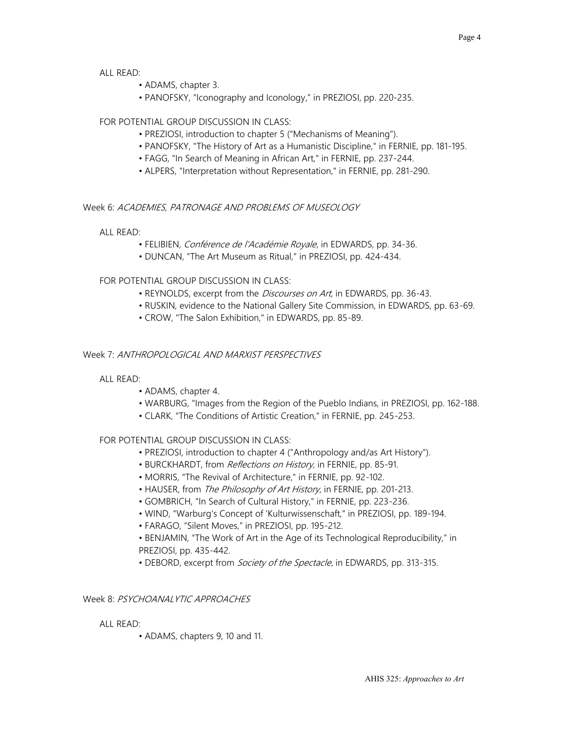ALL READ:

- ADAMS, chapter 3.
- PANOFSKY, "Iconography and Iconology," in PREZIOSI, pp. 220-235.

FOR POTENTIAL GROUP DISCUSSION IN CLASS:

- PREZIOSI, introduction to chapter 5 ("Mechanisms of Meaning").
- PANOFSKY, "The History of Art as a Humanistic Discipline," in FERNIE, pp. 181-195.
- FAGG, "In Search of Meaning in African Art," in FERNIE, pp. 237-244.
- ALPERS, "Interpretation without Representation," in FERNIE, pp. 281-290.

Week 6: *ACADEMIES, PATRONAGE AND PROBLEMS OF MUSEOLOGY*

ALL READ:

- FELIBIEN, *Conférence de l'Académie Royale*, in EDWARDS, pp. 34-36.
- DUNCAN, "The Art Museum as Ritual," in PREZIOSI, pp. 424-434.

FOR POTENTIAL GROUP DISCUSSION IN CLASS:

- REYNOLDS, excerpt from the *Discourses on Art*, in EDWARDS, pp. 36-43.
- RUSKIN, evidence to the National Gallery Site Commission, in EDWARDS, pp. 63-69.
- CROW, "The Salon Exhibition," in EDWARDS, pp. 85-89.

Week 7: *ANTHROPOLOGICAL AND MARXIST PERSPECTIVES*

ALL READ:

- ADAMS, chapter 4.
- WARBURG, "Images from the Region of the Pueblo Indians, in PREZIOSI, pp. 162-188.
- CLARK, "The Conditions of Artistic Creation," in FERNIE, pp. 245-253.

FOR POTENTIAL GROUP DISCUSSION IN CLASS:

- PREZIOSI, introduction to chapter 4 ("Anthropology and/as Art History").
- BURCKHARDT, from *Reflections on History*, in FERNIE, pp. 85-91.
- MORRIS, "The Revival of Architecture," in FERNIE, pp. 92-102.
- HAUSER, from *The Philosophy of Art History*, in FERNIE, pp. 201-213.
- GOMBRICH, "In Search of Cultural History," in FERNIE, pp. 223-236.
- WIND, "Warburg's Concept of 'Kulturwissenschaft," in PREZIOSI, pp. 189-194.
- FARAGO, "Silent Moves," in PREZIOSI, pp. 195-212.
- BENJAMIN, "The Work of Art in the Age of its Technological Reproducibility," in PREZIOSI, pp. 435-442.
- DEBORD, excerpt from *Society of the Spectacle*, in EDWARDS, pp. 313-315.

Week 8: *PSYCHOANALYTIC APPROACHES*

ALL READ:

- ADAMS, chapters 9, 10 and 11.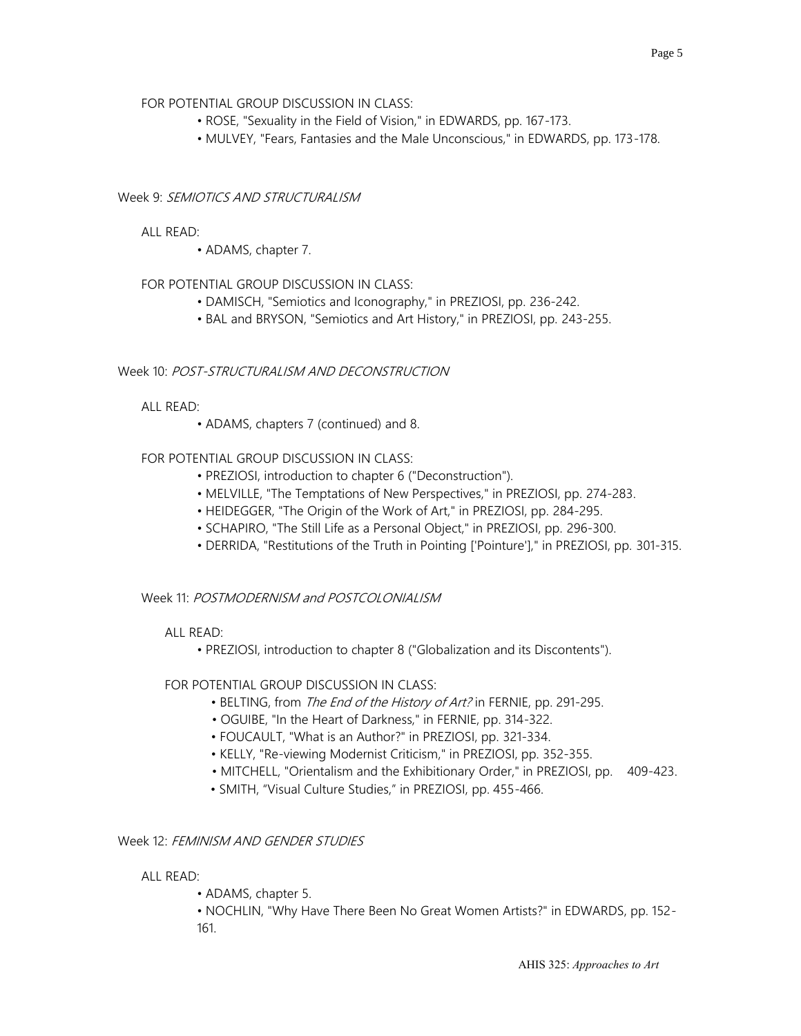FOR POTENTIAL GROUP DISCUSSION IN CLASS:

- ROSE, "Sexuality in the Field of Vision," in EDWARDS, pp. 167-173.
- MULVEY, "Fears, Fantasies and the Male Unconscious," in EDWARDS, pp. 173-178.

## Week 9: *SEMIOTICS AND STRUCTURALISM*

ALL READ:

- ADAMS, chapter 7.

FOR POTENTIAL GROUP DISCUSSION IN CLASS:

- DAMISCH, "Semiotics and Iconography," in PREZIOSI, pp. 236-242.
- BAL and BRYSON, "Semiotics and Art History," in PREZIOSI, pp. 243-255.

## Week 10: *POST-STRUCTURALISM AND DECONSTRUCTION*

ALL READ:

- ADAMS, chapters 7 (continued) and 8.

FOR POTENTIAL GROUP DISCUSSION IN CLASS:

- PREZIOSI, introduction to chapter 6 ("Deconstruction").
- MELVILLE, "The Temptations of New Perspectives," in PREZIOSI, pp. 274-283.
- HEIDEGGER, "The Origin of the Work of Art," in PREZIOSI, pp. 284-295.
- SCHAPIRO, "The Still Life as a Personal Object," in PREZIOSI, pp. 296-300.
- DERRIDA, "Restitutions of the Truth in Pointing ['Pointure']," in PREZIOSI, pp. 301-315.

## Week 11: *POSTMODERNISM and POSTCOLONIALISM*

ALL READ:

- PREZIOSI, introduction to chapter 8 ("Globalization and its Discontents").

FOR POTENTIAL GROUP DISCUSSION IN CLASS:

- BELTING, from *The End of the History of Art?* in FERNIE, pp. 291-295.
- OGUIBE, "In the Heart of Darkness," in FERNIE, pp. 314-322.
- FOUCAULT, "What is an Author?" in PREZIOSI, pp. 321-334.
- KELLY, "Re-viewing Modernist Criticism," in PREZIOSI, pp. 352-355.
- MITCHELL, "Orientalism and the Exhibitionary Order," in PREZIOSI, pp. 409-423.
- SMITH, "Visual Culture Studies," in PREZIOSI, pp. 455-466.

## Week 12: *FEMINISM AND GENDER STUDIES*

ALL READ:

- ADAMS, chapter 5.
- NOCHLIN, "Why Have There Been No Great Women Artists?" in EDWARDS, pp. 152-161.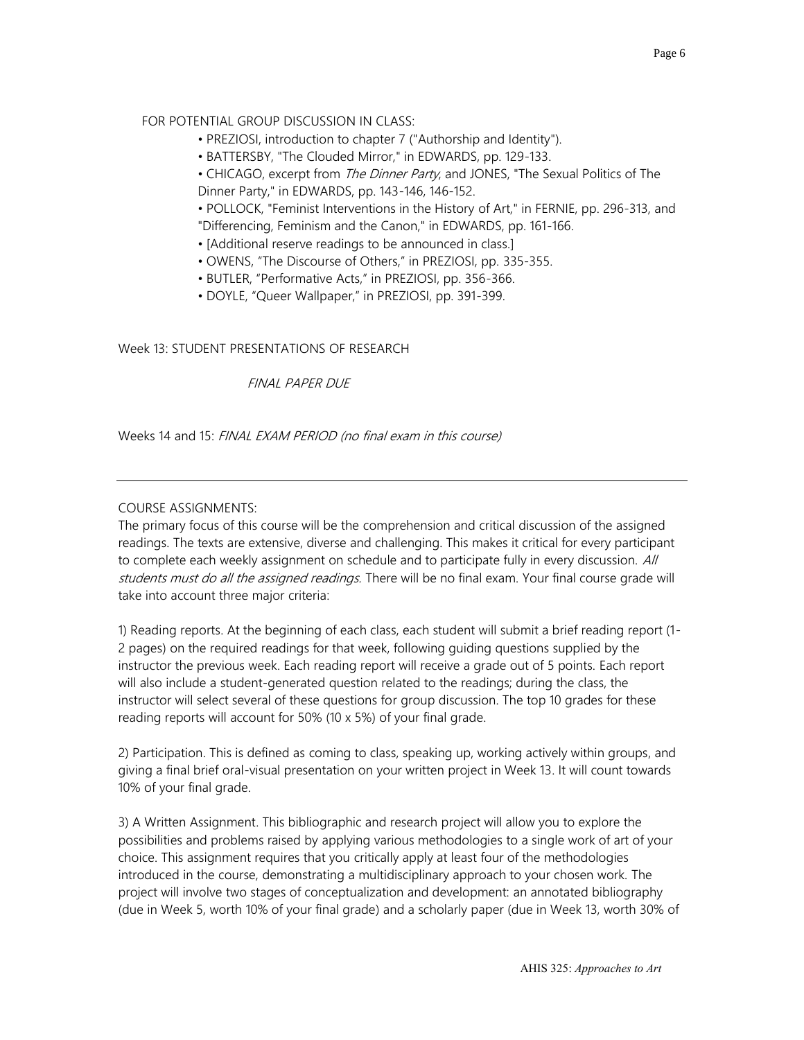FOR POTENTIAL GROUP DISCUSSION IN CLASS:

- PREZIOSI, introduction to chapter 7 ("Authorship and Identity").
- BATTERSBY, "The Clouded Mirror," in EDWARDS, pp. 129-133.
- CHICAGO, excerpt from *The Dinner Party*, and JONES, "The Sexual Politics of The Dinner Party," in EDWARDS, pp. 143-146, 146-152.
- POLLOCK, "Feminist Interventions in the History of Art," in FERNIE, pp. 296-313, and "Differencing, Feminism and the Canon," in EDWARDS, pp. 161-166.
- [Additional reserve readings to be announced in class.]
- OWENS, "The Discourse of Others," in PREZIOSI, pp. 335-355.
- BUTLER, "Performative Acts," in PREZIOSI, pp. 356-366.
- DOYLE, "Queer Wallpaper," in PREZIOSI, pp. 391-399.

Week 13: STUDENT PRESENTATIONS OF RESEARCH

*FINAL PAPER DUE*

Weeks 14 and 15: *FINAL EXAM PERIOD (no final exam in this course)*

---

COURSE ASSIGNMENTS:

The primary focus of this course will be the comprehension and critical discussion of the assigned readings. The texts are extensive, diverse and challenging. This makes it critical for every participant to complete each weekly assignment on schedule and to participate fully in every discussion. *All students must do all the assigned readings*. There will be no final exam. Your final course grade will take into account three major criteria:

1) Reading reports. At the beginning of each class, each student will submit a brief reading report (1-2 pages) on the required readings for that week, following guiding questions supplied by the instructor the previous week. Each reading report will receive a grade out of 5 points. Each report will also include a student-generated question related to the readings; during the class, the instructor will select several of these questions for group discussion. The top 10 grades for these reading reports will account for 50% (10 x 5%) of your final grade.

2) Participation. This is defined as coming to class, speaking up, working actively within groups, and giving a final brief oral-visual presentation on your written project in Week 13. It will count towards 10% of your final grade.

3) A Written Assignment. This bibliographic and research project will allow you to explore the possibilities and problems raised by applying various methodologies to a single work of art of your choice. This assignment requires that you critically apply at least four of the methodologies introduced in the course, demonstrating a multidisciplinary approach to your chosen work. The project will involve two stages of conceptualization and development: an annotated bibliography (due in Week 5, worth 10% of your final grade) and a scholarly paper (due in Week 13, worth 30% of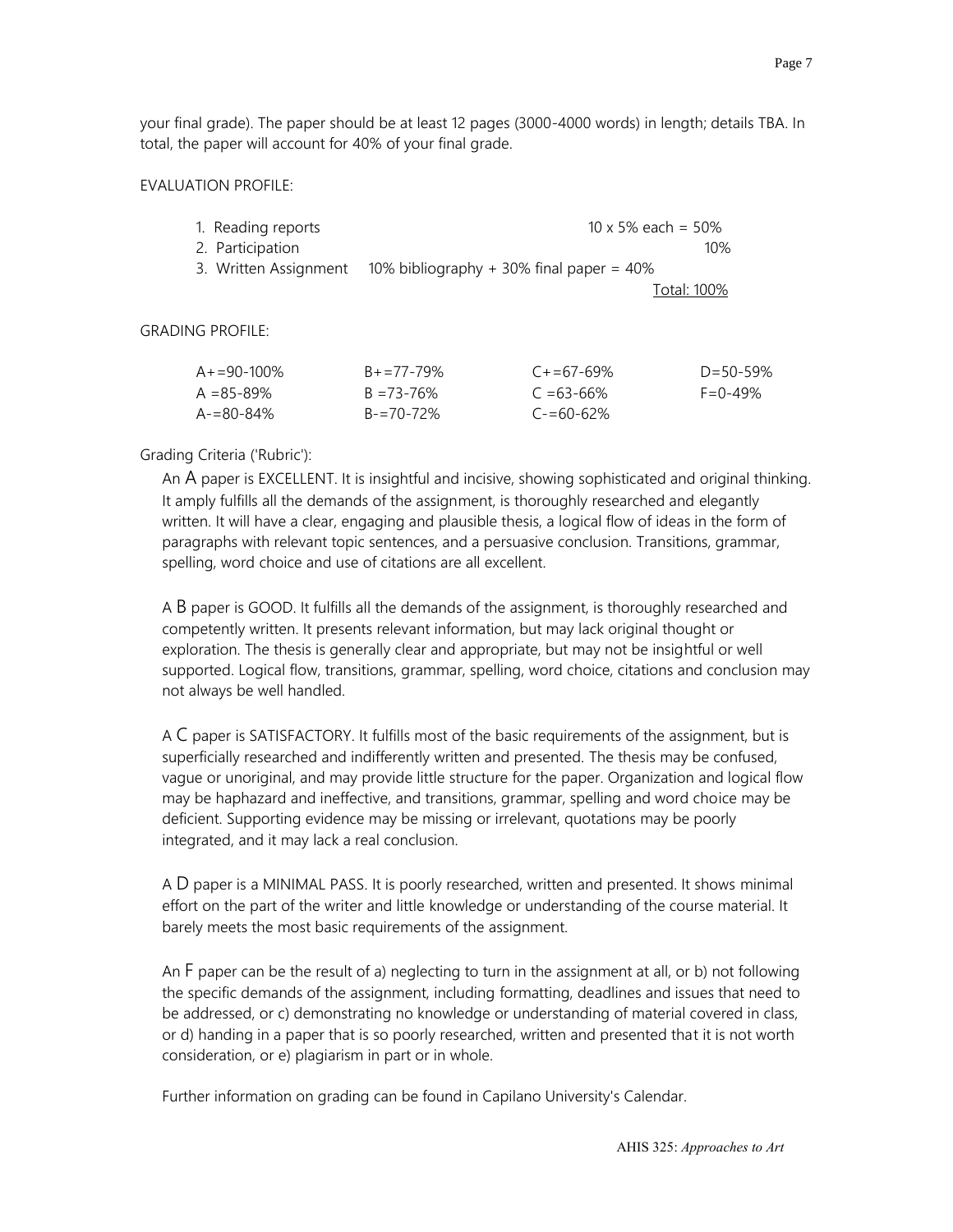your final grade). The paper should be at least 12 pages (3000-4000 words) in length; details TBA. In total, the paper will account for 40% of your final grade.

EVALUATION PROFILE:

| | | |
|---|---|---|
| 1. Reading reports | | 10 x 5% each = 50% |
| 2. Participation | | 10% |
| 3. Written Assignment | 10% bibliography + 30% final paper = 40% | |
| | | Total: 100% |

GRADING PROFILE:

| | | | |
|---|---|---|---|
| A+=90-100% | B+=77-79% | C+=67-69% | D=50-59% |
| A =85-89% | B =73-76% | C =63-66% | F=0-49% |
| A-=80-84% | B-=70-72% | C-=60-62% | |

Grading Criteria ('Rubric'):

An A paper is EXCELLENT. It is insightful and incisive, showing sophisticated and original thinking. It amply fulfills all the demands of the assignment, is thoroughly researched and elegantly written. It will have a clear, engaging and plausible thesis, a logical flow of ideas in the form of paragraphs with relevant topic sentences, and a persuasive conclusion. Transitions, grammar, spelling, word choice and use of citations are all excellent.

A B paper is GOOD. It fulfills all the demands of the assignment, is thoroughly researched and competently written. It presents relevant information, but may lack original thought or exploration. The thesis is generally clear and appropriate, but may not be insightful or well supported. Logical flow, transitions, grammar, spelling, word choice, citations and conclusion may not always be well handled.

A C paper is SATISFACTORY. It fulfills most of the basic requirements of the assignment, but is superficially researched and indifferently written and presented. The thesis may be confused, vague or unoriginal, and may provide little structure for the paper. Organization and logical flow may be haphazard and ineffective, and transitions, grammar, spelling and word choice may be deficient. Supporting evidence may be missing or irrelevant, quotations may be poorly integrated, and it may lack a real conclusion.

A D paper is a MINIMAL PASS. It is poorly researched, written and presented. It shows minimal effort on the part of the writer and little knowledge or understanding of the course material. It barely meets the most basic requirements of the assignment.

An F paper can be the result of a) neglecting to turn in the assignment at all, or b) not following the specific demands of the assignment, including formatting, deadlines and issues that need to be addressed, or c) demonstrating no knowledge or understanding of material covered in class, or d) handing in a paper that is so poorly researched, written and presented that it is not worth consideration, or e) plagiarism in part or in whole.

Further information on grading can be found in Capilano University's Calendar.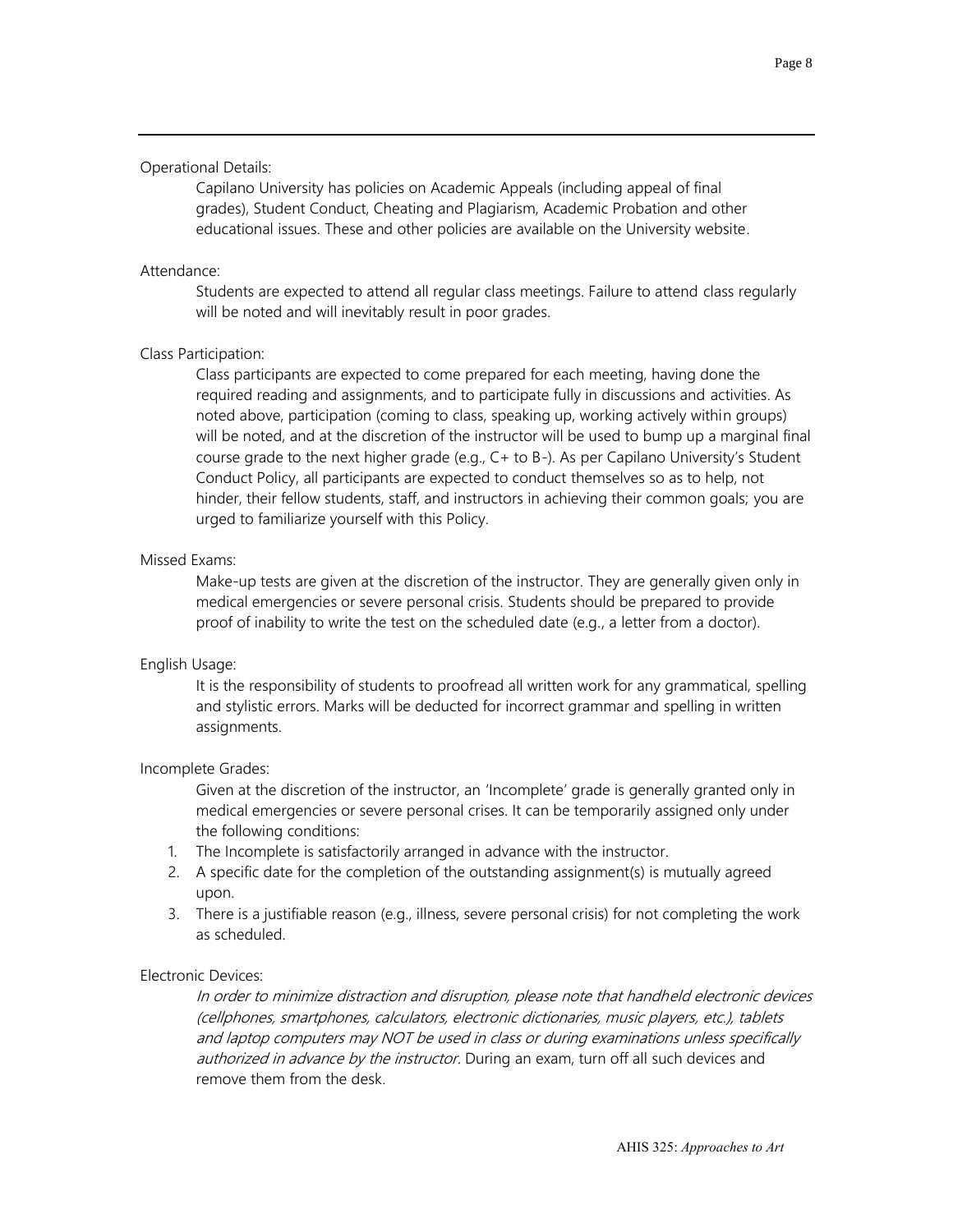Operational Details:

Capilano University has policies on Academic Appeals (including appeal of final grades), Student Conduct, Cheating and Plagiarism, Academic Probation and other educational issues. These and other policies are available on the University website.

Attendance:

Students are expected to attend all regular class meetings. Failure to attend class regularly will be noted and will inevitably result in poor grades.

Class Participation:

Class participants are expected to come prepared for each meeting, having done the required reading and assignments, and to participate fully in discussions and activities. As noted above, participation (coming to class, speaking up, working actively within groups) will be noted, and at the discretion of the instructor will be used to bump up a marginal final course grade to the next higher grade (e.g., C+ to B-). As per Capilano University's Student Conduct Policy, all participants are expected to conduct themselves so as to help, not hinder, their fellow students, staff, and instructors in achieving their common goals; you are urged to familiarize yourself with this Policy.

Missed Exams:

Make-up tests are given at the discretion of the instructor. They are generally given only in medical emergencies or severe personal crisis. Students should be prepared to provide proof of inability to write the test on the scheduled date (e.g., a letter from a doctor).

English Usage:

It is the responsibility of students to proofread all written work for any grammatical, spelling and stylistic errors. Marks will be deducted for incorrect grammar and spelling in written assignments.

Incomplete Grades:

Given at the discretion of the instructor, an 'Incomplete' grade is generally granted only in medical emergencies or severe personal crises. It can be temporarily assigned only under the following conditions:

1. The Incomplete is satisfactorily arranged in advance with the instructor.
2. A specific date for the completion of the outstanding assignment(s) is mutually agreed upon.
3. There is a justifiable reason (e.g., illness, severe personal crisis) for not completing the work as scheduled.

Electronic Devices:

*In order to minimize distraction and disruption, please note that handheld electronic devices (cellphones, smartphones, calculators, electronic dictionaries, music players, etc.), tablets and laptop computers may NOT be used in class or during examinations unless specifically authorized in advance by the instructor.* During an exam, turn off all such devices and remove them from the desk.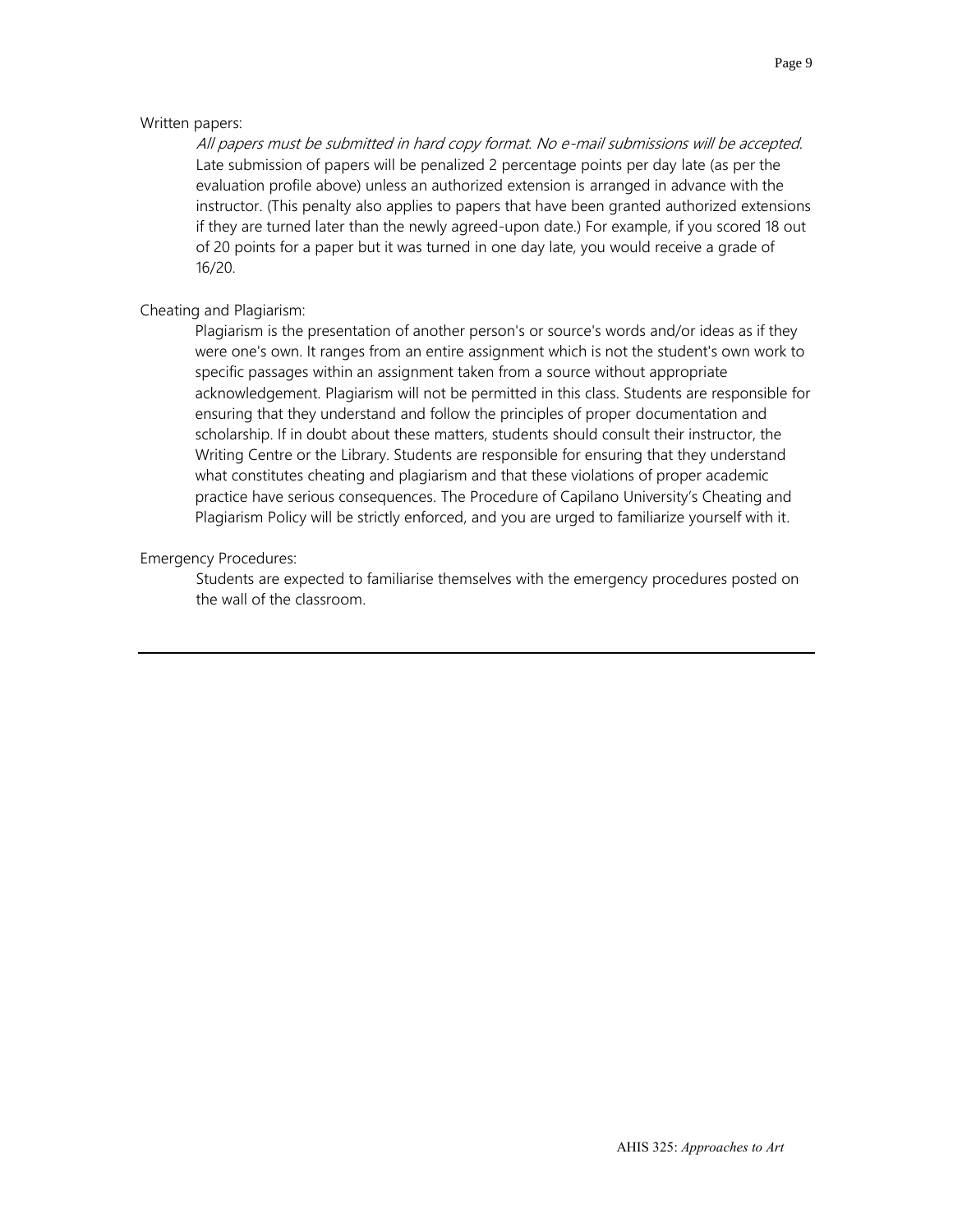Written papers:

*All papers must be submitted in hard copy format. No e-mail submissions will be accepted.* Late submission of papers will be penalized 2 percentage points per day late (as per the evaluation profile above) unless an authorized extension is arranged in advance with the instructor. (This penalty also applies to papers that have been granted authorized extensions if they are turned later than the newly agreed-upon date.) For example, if you scored 18 out of 20 points for a paper but it was turned in one day late, you would receive a grade of 16/20.

Cheating and Plagiarism:

Plagiarism is the presentation of another person's or source's words and/or ideas as if they were one's own. It ranges from an entire assignment which is not the student's own work to specific passages within an assignment taken from a source without appropriate acknowledgement. Plagiarism will not be permitted in this class. Students are responsible for ensuring that they understand and follow the principles of proper documentation and scholarship. If in doubt about these matters, students should consult their instructor, the Writing Centre or the Library. Students are responsible for ensuring that they understand what constitutes cheating and plagiarism and that these violations of proper academic practice have serious consequences. The Procedure of Capilano University's Cheating and Plagiarism Policy will be strictly enforced, and you are urged to familiarize yourself with it.

Emergency Procedures:

Students are expected to familiarise themselves with the emergency procedures posted on the wall of the classroom.

---